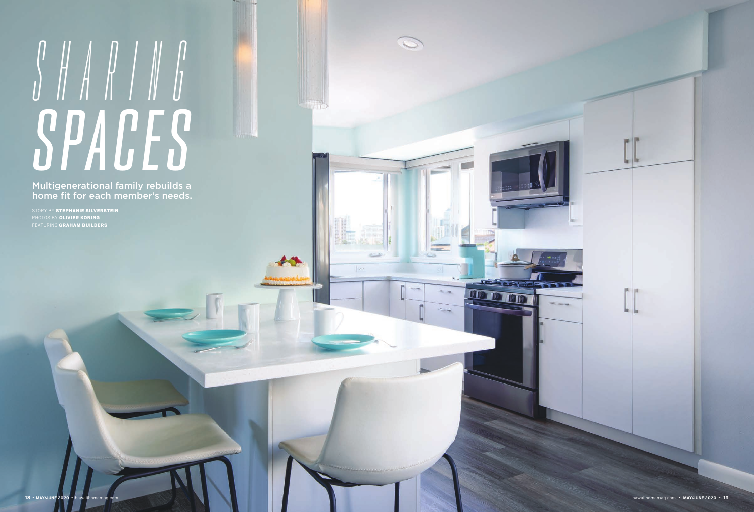# SHARING SPACES

Multigenerational family rebuilds a home fit for each member's needs.

STORY BY **STEPHANIE SILVERSTEIN**
PHOTOS BY **OLIVIER KONING**
FEATURING **GRAHAM BUILDERS**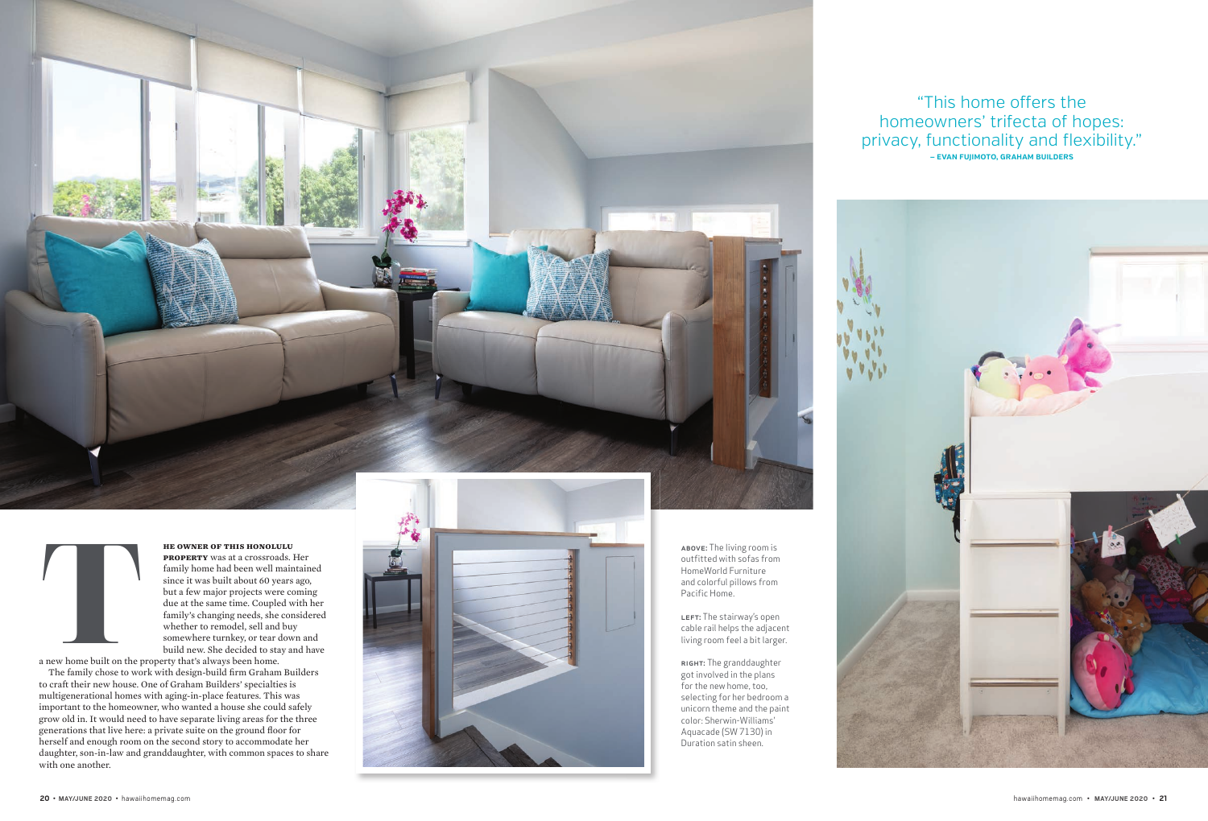> "This home offers the homeowners' trifecta of hopes: privacy, functionality and flexibility."
> **— EVAN FUJIMOTO, GRAHAM BUILDERS**

**THE OWNER OF THIS HONOLULU PROPERTY** was at a crossroads. Her family home had been well maintained since it was built about 60 years ago, but a few major projects were coming due at the same time. Coupled with her family's changing needs, she considered whether to remodel, sell and buy somewhere turnkey, or tear down and build new. She decided to stay and have a new home built on the property that's always been home.

The family chose to work with design-build firm Graham Builders to craft their new house. One of Graham Builders' specialties is multigenerational homes with aging-in-place features. This was important to the homeowner, who wanted a house she could safely grow old in. It would need to have separate living areas for the three generations that live here: a private suite on the ground floor for herself and enough room on the second story to accommodate her daughter, son-in-law and granddaughter, with common spaces to share with one another.

**ABOVE:** The living room is outfitted with sofas from HomeWorld Furniture and colorful pillows from Pacific Home.

**LEFT:** The stairway's open cable rail helps the adjacent living room feel a bit larger.

**RIGHT:** The granddaughter got involved in the plans for the new home, too, selecting for her bedroom a unicorn theme and the paint color: Sherwin-Williams' Aquacade (SW 7130) in Duration satin sheen.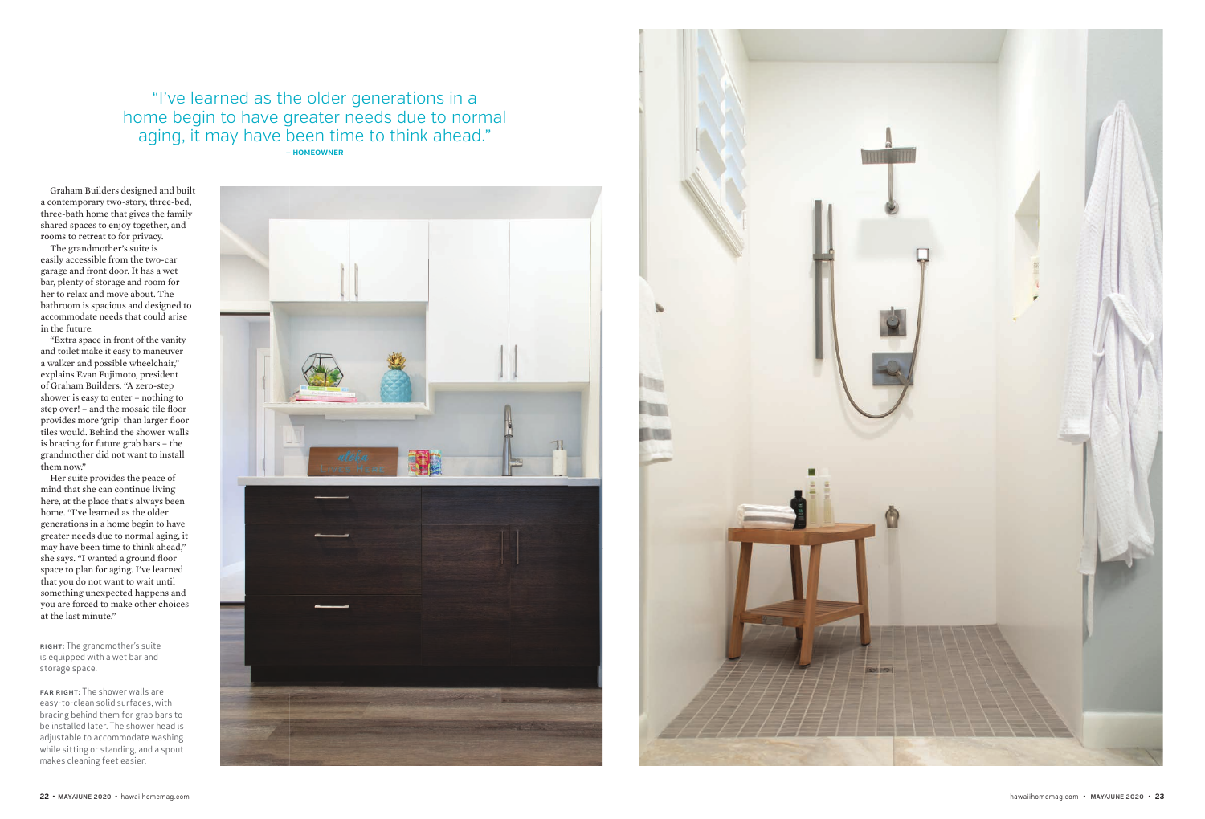> "I've learned as the older generations in a home begin to have greater needs due to normal aging, it may have been time to think ahead."
> **– HOMEOWNER**

Graham Builders designed and built a contemporary two-story, three-bed, three-bath home that gives the family shared spaces to enjoy together, and rooms to retreat to for privacy.

The grandmother's suite is easily accessible from the two-car garage and front door. It has a wet bar, plenty of storage and room for her to relax and move about. The bathroom is spacious and designed to accommodate needs that could arise in the future.

"Extra space in front of the vanity and toilet make it easy to maneuver a walker and possible wheelchair," explains Evan Fujimoto, president of Graham Builders. "A zero-step shower is easy to enter – nothing to step over! – and the mosaic tile floor provides more 'grip' than larger floor tiles would. Behind the shower walls is bracing for future grab bars – the grandmother did not want to install them now."

Her suite provides the peace of mind that she can continue living here, at the place that's always been home. "I've learned as the older generations in a home begin to have greater needs due to normal aging, it may have been time to think ahead," she says. "I wanted a ground floor space to plan for aging. I've learned that you do not want to wait until something unexpected happens and you are forced to make other choices at the last minute."

**RIGHT:** The grandmother's suite is equipped with a wet bar and storage space.

**FAR RIGHT:** The shower walls are easy-to-clean solid surfaces, with bracing behind them for grab bars to be installed later. The shower head is adjustable to accommodate washing while sitting or standing, and a spout makes cleaning feet easier.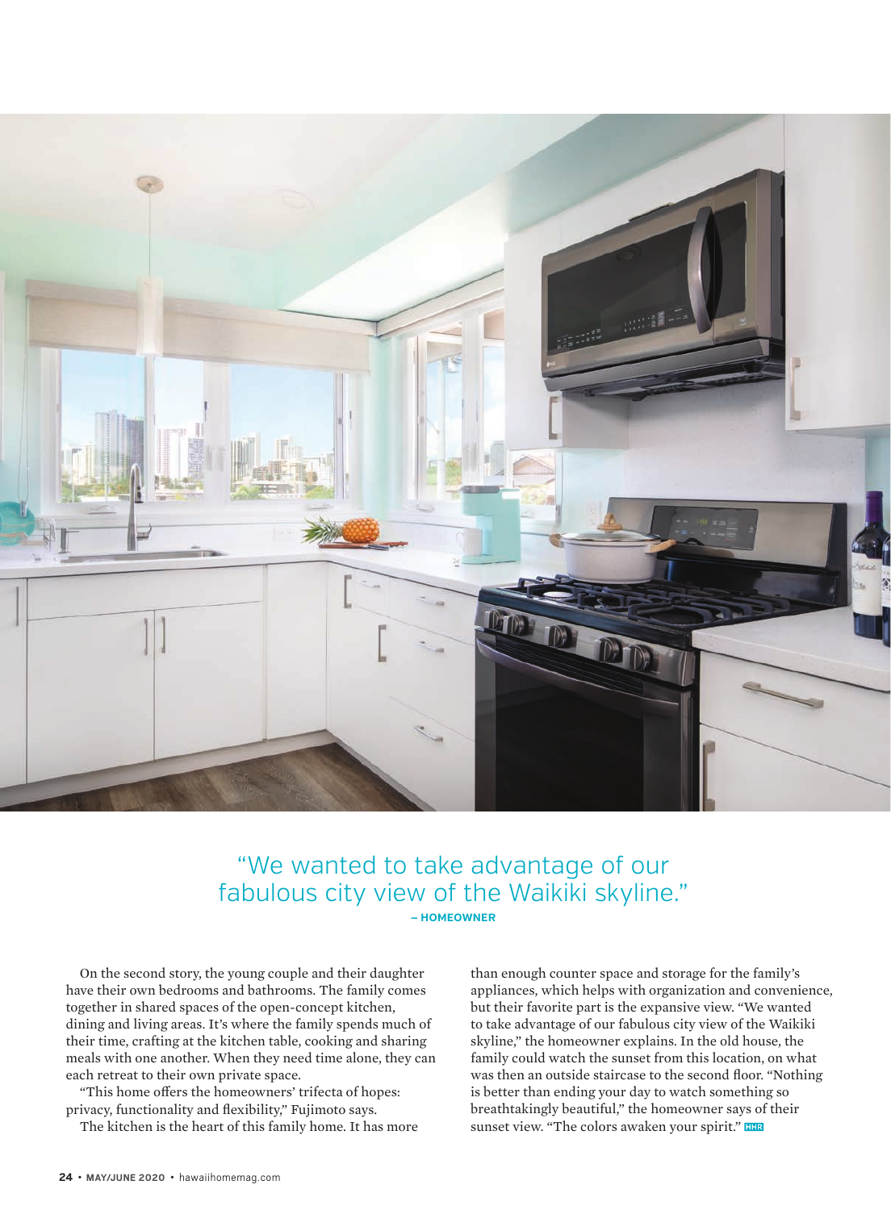> "We wanted to take advantage of our fabulous city view of the Waikiki skyline."
> **– HOMEOWNER**

On the second story, the young couple and their daughter have their own bedrooms and bathrooms. The family comes together in shared spaces of the open-concept kitchen, dining and living areas. It's where the family spends much of their time, crafting at the kitchen table, cooking and sharing meals with one another. When they need time alone, they can each retreat to their own private space.

"This home offers the homeowners' trifecta of hopes: privacy, functionality and flexibility," Fujimoto says.

The kitchen is the heart of this family home. It has more than enough counter space and storage for the family's appliances, which helps with organization and convenience, but their favorite part is the expansive view. "We wanted to take advantage of our fabulous city view of the Waikiki skyline," the homeowner explains. In the old house, the family could watch the sunset from this location, on what was then an outside staircase to the second floor. "Nothing is better than ending your day to watch something so breathtakingly beautiful," the homeowner says of their sunset view. "The colors awaken your spirit." HHR